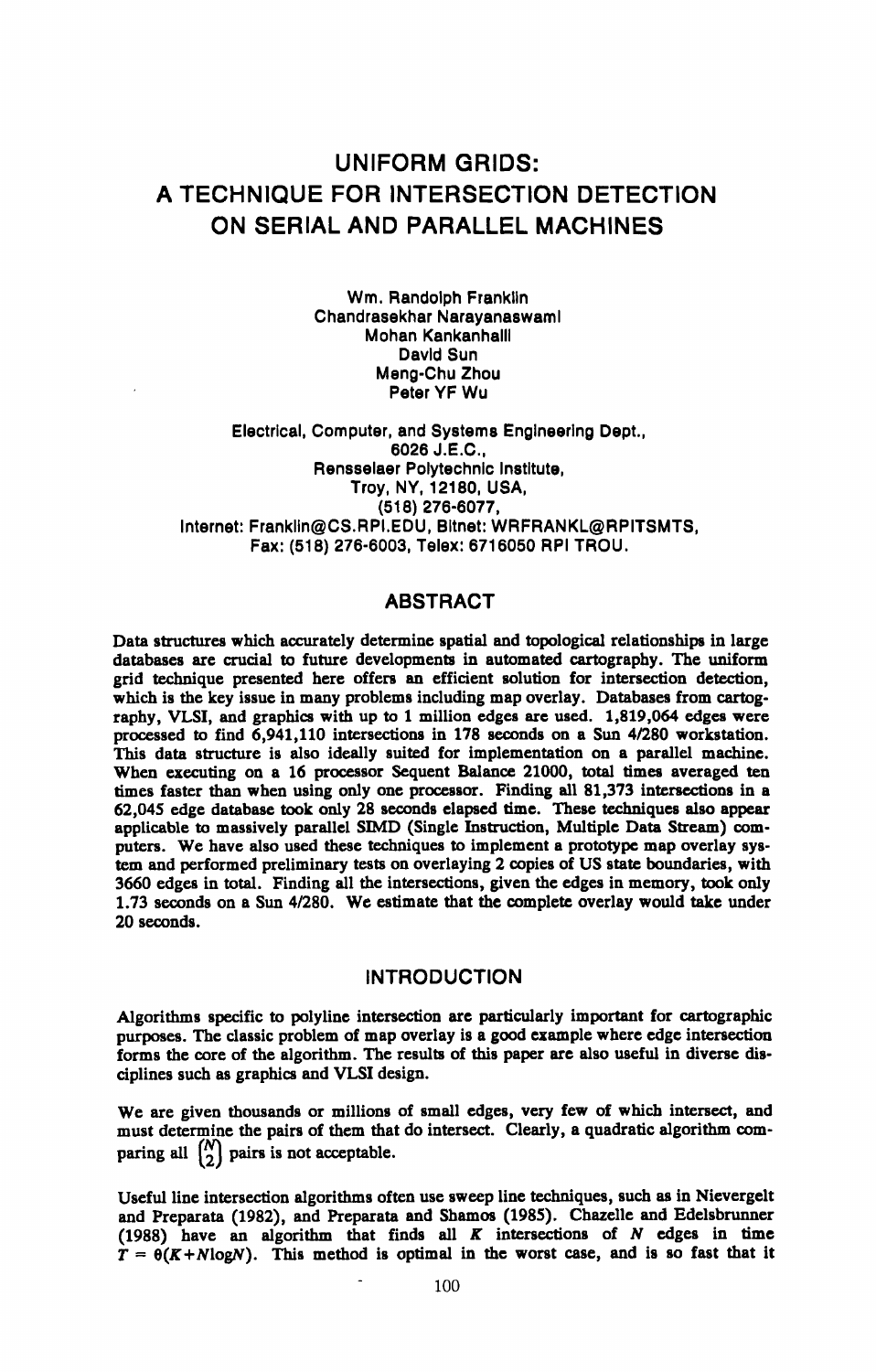# UNIFORM GRIDS: A TECHNIQUE FOR INTERSECTION DETECTION ON SERIAL AND PARALLEL MACHINES

Wm. Randolph Franklin
Chandrasekhar Narayanaswami
Mohan Kankanhalli
David Sun
Meng-Chu Zhou
Peter YF Wu

Electrical, Computer, and Systems Engineering Dept.,
6026 J.E.C.,
Rensselaer Polytechnic Institute,
Troy, NY, 12180, USA,
(518) 276-6077,
Internet: Franklin@CS.RPI.EDU, Bitnet: WRFRANKL@RPITSMTS,
Fax: (518) 276-6003, Telex: 6716050 RPI TROU.

## ABSTRACT

Data structures which accurately determine spatial and topological relationships in large databases are crucial to future developments in automated cartography. The uniform grid technique presented here offers an efficient solution for intersection detection, which is the key issue in many problems including map overlay. Databases from cartography, VLSI, and graphics with up to 1 million edges are used. 1,819,064 edges were processed to find 6,941,110 intersections in 178 seconds on a Sun 4/280 workstation. This data structure is also ideally suited for implementation on a parallel machine. When executing on a 16 processor Sequent Balance 21000, total times averaged ten times faster than when using only one processor. Finding all 81,373 intersections in a 62,045 edge database took only 28 seconds elapsed time. These techniques also appear applicable to massively parallel SIMD (Single Instruction, Multiple Data Stream) computers. We have also used these techniques to implement a prototype map overlay system and performed preliminary tests on overlaying 2 copies of US state boundaries, with 3660 edges in total. Finding all the intersections, given the edges in memory, took only 1.73 seconds on a Sun 4/280. We estimate that the complete overlay would take under 20 seconds.

## INTRODUCTION

Algorithms specific to polyline intersection are particularly important for cartographic purposes. The classic problem of map overlay is a good example where edge intersection forms the core of the algorithm. The results of this paper are also useful in diverse disciplines such as graphics and VLSI design.

We are given thousands or millions of small edges, very few of which intersect, and must determine the pairs of them that do intersect. Clearly, a quadratic algorithm comparing all $\binom{N}{2}$ pairs is not acceptable.

Useful line intersection algorithms often use sweep line techniques, such as in Nievergelt and Preparata (1982), and Preparata and Shamos (1985). Chazelle and Edelsbrunner (1988) have an algorithm that finds all $K$ intersections of $N$ edges in time $T = \theta(K + N\log N)$. This method is optimal in the worst case, and is so fast that it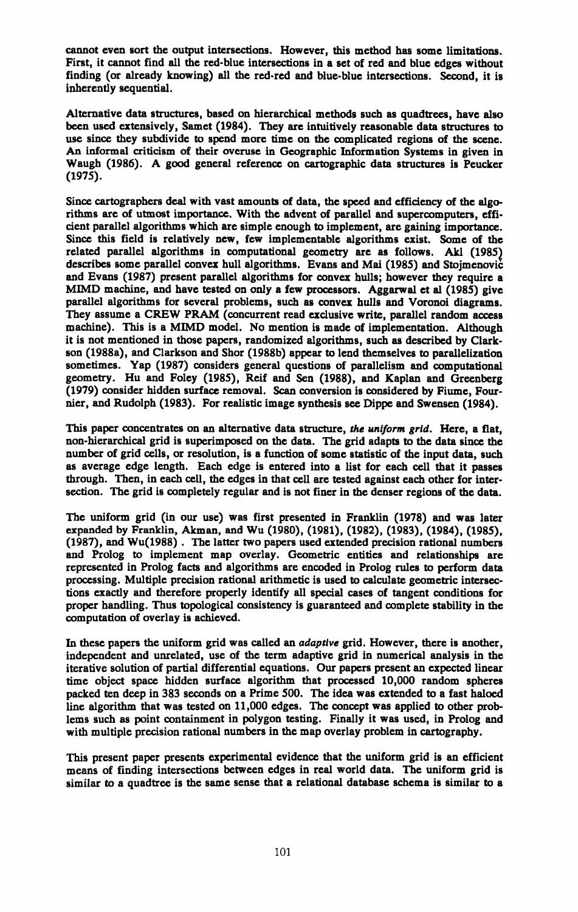cannot even sort the output intersections. However, this method has some limitations. First, it cannot find all the red-blue intersections in a set of red and blue edges without finding (or already knowing) all the red-red and blue-blue intersections. Second, it is inherently sequential.

Alternative data structures, based on hierarchical methods such as quadtrees, have also been used extensively, Samet (1984). They are intuitively reasonable data structures to use since they subdivide to spend more time on the complicated regions of the scene. An informal criticism of their overuse in Geographic Information Systems in given in Waugh (1986). A good general reference on cartographic data structures is Peucker (1975).

Since cartographers deal with vast amounts of data, the speed and efficiency of the algorithms are of utmost importance. With the advent of parallel and supercomputers, efficient parallel algorithms which are simple enough to implement, are gaining importance. Since this field is relatively new, few implementable algorithms exist. Some of the related parallel algorithms in computational geometry are as follows. Akl (1985) describes some parallel convex hull algorithms. Evans and Mai (1985) and Stojmenović and Evans (1987) present parallel algorithms for convex hulls; however they require a MIMD machine, and have tested on only a few processors. Aggarwal et al (1985) give parallel algorithms for several problems, such as convex hulls and Voronoi diagrams. They assume a CREW PRAM (concurrent read exclusive write, parallel random access machine). This is a MIMD model. No mention is made of implementation. Although it is not mentioned in those papers, randomized algorithms, such as described by Clarkson (1988a), and Clarkson and Shor (1988b) appear to lend themselves to parallelization sometimes. Yap (1987) considers general questions of parallelism and computational geometry. Hu and Foley (1985), Reif and Sen (1988), and Kaplan and Greenberg (1979) consider hidden surface removal. Scan conversion is considered by Fiume, Fournier, and Rudolph (1983). For realistic image synthesis see Dippe and Swensen (1984).

This paper concentrates on an alternative data structure, ***the uniform grid***. Here, a flat, non-hierarchical grid is superimposed on the data. The grid adapts to the data since the number of grid cells, or resolution, is a function of some statistic of the input data, such as average edge length. Each edge is entered into a list for each cell that it passes through. Then, in each cell, the edges in that cell are tested against each other for intersection. The grid is completely regular and is not finer in the denser regions of the data.

The uniform grid (in our use) was first presented in Franklin (1978) and was later expanded by Franklin, Akman, and Wu (1980), (1981), (1982), (1983), (1984), (1985), (1987), and Wu(1988) . The latter two papers used extended precision rational numbers and Prolog to implement map overlay. Geometric entities and relationships are represented in Prolog facts and algorithms are encoded in Prolog rules to perform data processing. Multiple precision rational arithmetic is used to calculate geometric intersections exactly and therefore properly identify all special cases of tangent conditions for proper handling. Thus topological consistency is guaranteed and complete stability in the computation of overlay is achieved.

In these papers the uniform grid was called an *adaptive* grid. However, there is another, independent and unrelated, use of the term adaptive grid in numerical analysis in the iterative solution of partial differential equations. Our papers present an expected linear time object space hidden surface algorithm that processed 10,000 random spheres packed ten deep in 383 seconds on a Prime 500. The idea was extended to a fast haloed line algorithm that was tested on 11,000 edges. The concept was applied to other problems such as point containment in polygon testing. Finally it was used, in Prolog and with multiple precision rational numbers in the map overlay problem in cartography.

This present paper presents experimental evidence that the uniform grid is an efficient means of finding intersections between edges in real world data. The uniform grid is similar to a quadtree is the same sense that a relational database schema is similar to a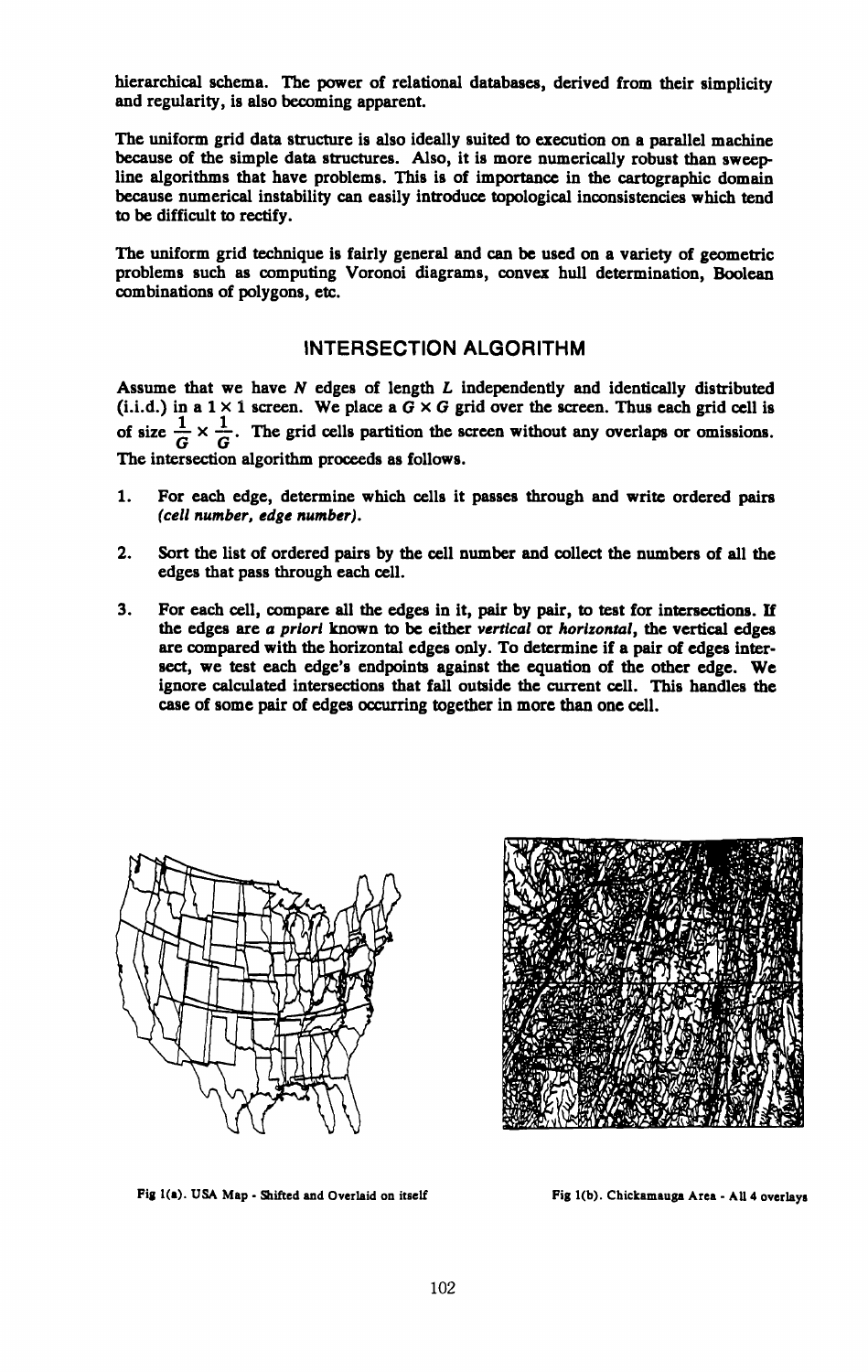hierarchical schema. The power of relational databases, derived from their simplicity and regularity, is also becoming apparent.

The uniform grid data structure is also ideally suited to execution on a parallel machine because of the simple data structures. Also, it is more numerically robust than sweep-line algorithms that have problems. This is of importance in the cartographic domain because numerical instability can easily introduce topological inconsistencies which tend to be difficult to rectify.

The uniform grid technique is fairly general and can be used on a variety of geometric problems such as computing Voronoi diagrams, convex hull determination, Boolean combinations of polygons, etc.

## INTERSECTION ALGORITHM

Assume that we have $N$ edges of length $L$ independently and identically distributed (i.i.d.) in a $1 \times 1$ screen. We place a $G \times G$ grid over the screen. Thus each grid cell is of size $\frac{1}{G} \times \frac{1}{G}$. The grid cells partition the screen without any overlaps or omissions. The intersection algorithm proceeds as follows.

1. For each edge, determine which cells it passes through and write ordered pairs *(cell number, edge number)*.

2. Sort the list of ordered pairs by the cell number and collect the numbers of all the edges that pass through each cell.

3. For each cell, compare all the edges in it, pair by pair, to test for intersections. If the edges are *a priori* known to be either *vertical* or *horizontal*, the vertical edges are compared with the horizontal edges only. To determine if a pair of edges intersect, we test each edge's endpoints against the equation of the other edge. We ignore calculated intersections that fall outside the current cell. This handles the case of some pair of edges occurring together in more than one cell.

Fig 1(a). USA Map - Shifted and Overlaid on itself

Fig 1(b). Chickamauga Area - All 4 overlays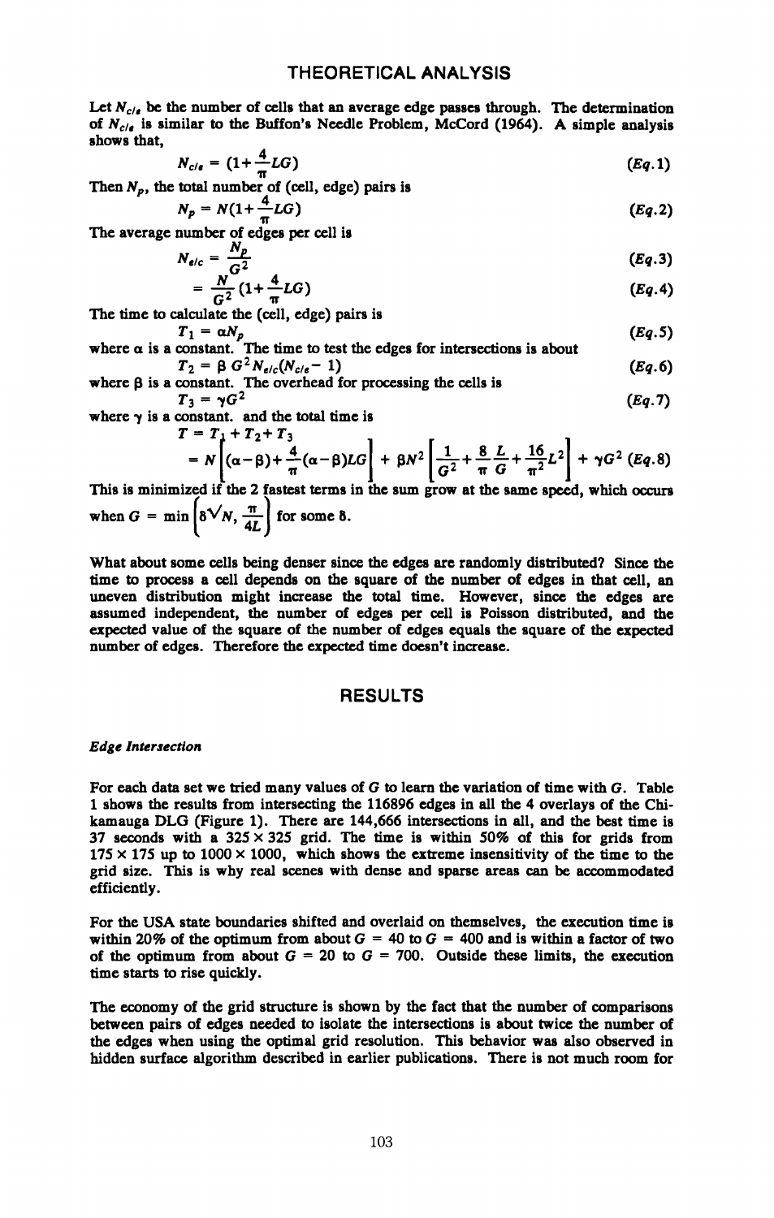## THEORETICAL ANALYSIS

Let $N_{c/e}$ be the number of cells that an average edge passes through. The determination of $N_{c/e}$ is similar to the Buffon's Needle Problem, McCord (1964). A simple analysis shows that,

$$N_{c/e} = (1+\frac{4}{\pi}LG) \qquad (Eq.1)$$

Then $N_p$, the total number of (cell, edge) pairs is

$$N_p = N(1+\frac{4}{\pi}LG) \qquad (Eq.2)$$

The average number of edges per cell is

$$N_{e/c} = \frac{N_p}{G^2} \qquad (Eq.3)$$

$$= \frac{N}{G^2}(1+\frac{4}{\pi}LG) \qquad (Eq.4)$$

The time to calculate the (cell, edge) pairs is

$$T_1 = \alpha N_p \qquad (Eq.5)$$

where $\alpha$ is a constant. The time to test the edges for intersections is about

$$T_2 = \beta\, G^2 N_{e/c}(N_{c/e} - 1) \qquad (Eq.6)$$

where $\beta$ is a constant. The overhead for processing the cells is

$$T_3 = \gamma G^2 \qquad (Eq.7)$$

where $\gamma$ is a constant. and the total time is

$$T = T_1 + T_2 + T_3$$

$$= N\left[(\alpha-\beta)+\frac{4}{\pi}(\alpha-\beta)LG\right] + \beta N^2\left[\frac{1}{G^2}+\frac{8}{\pi}\frac{L}{G}+\frac{16}{\pi^2}L^2\right] + \gamma G^2 \qquad (Eq.8)$$

This is minimized if the 2 fastest terms in the sum grow at the same speed, which occurs when $G = \min\left(\delta\sqrt{N}, \frac{\pi}{4L}\right)$ for some $\delta$.

What about some cells being denser since the edges are randomly distributed? Since the time to process a cell depends on the square of the number of edges in that cell, an uneven distribution might increase the total time. However, since the edges are assumed independent, the number of edges per cell is Poisson distributed, and the expected value of the square of the number of edges equals the square of the expected number of edges. Therefore the expected time doesn't increase.

## RESULTS

### *Edge Intersection*

For each data set we tried many values of $G$ to learn the variation of time with $G$. Table 1 shows the results from intersecting the 116896 edges in all the 4 overlays of the Chikamauga DLG (Figure 1). There are 144,666 intersections in all, and the best time is 37 seconds with a $325 \times 325$ grid. The time is within 50% of this for grids from $175 \times 175$ up to $1000 \times 1000$, which shows the extreme insensitivity of the time to the grid size. This is why real scenes with dense and sparse areas can be accommodated efficiently.

For the USA state boundaries shifted and overlaid on themselves, the execution time is within 20% of the optimum from about $G = 40$ to $G = 400$ and is within a factor of two of the optimum from about $G = 20$ to $G = 700$. Outside these limits, the execution time starts to rise quickly.

The economy of the grid structure is shown by the fact that the number of comparisons between pairs of edges needed to isolate the intersections is about twice the number of the edges when using the optimal grid resolution. This behavior was also observed in hidden surface algorithm described in earlier publications. There is not much room for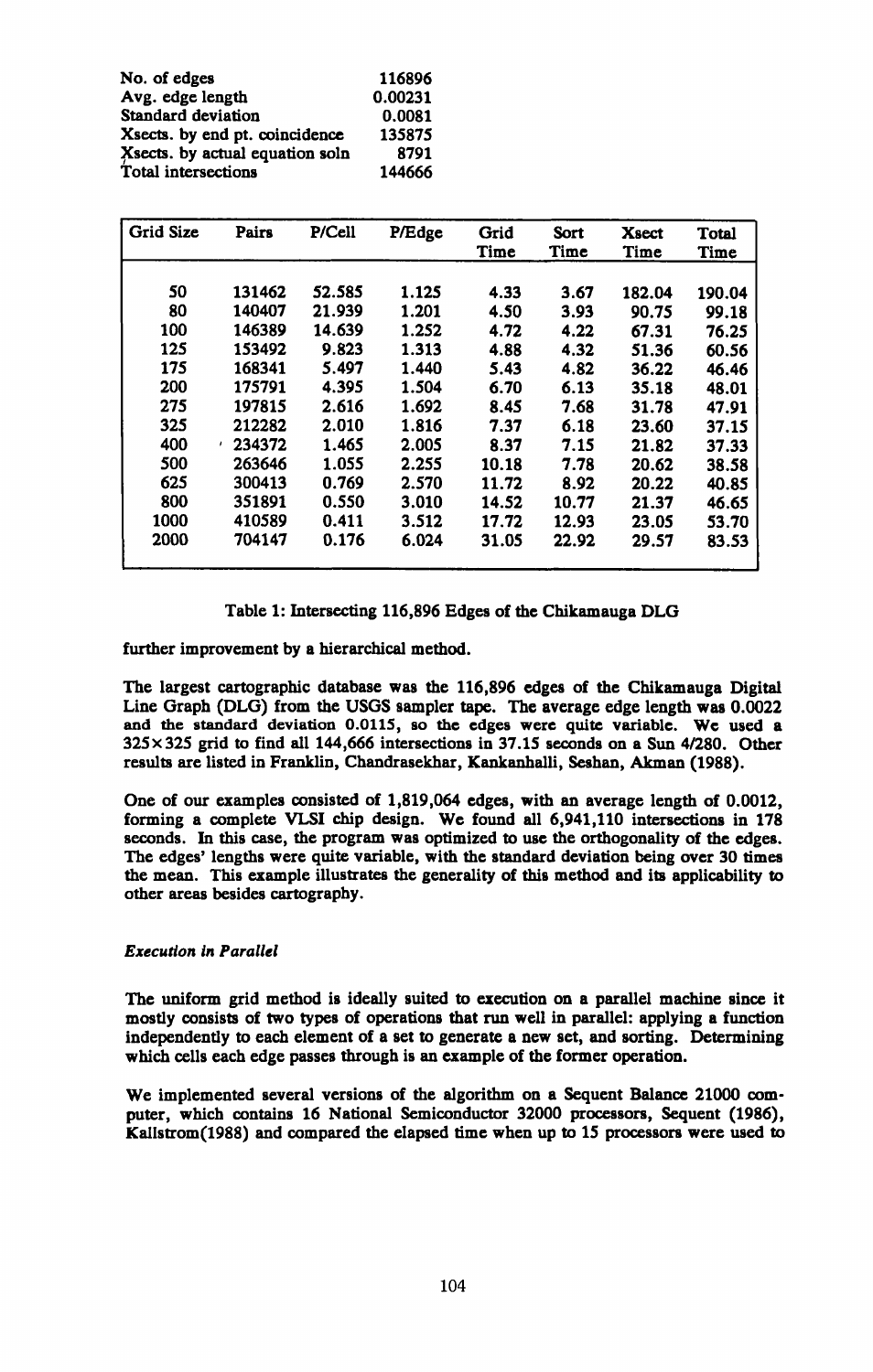| | |
|---|---|
| No. of edges | 116896 |
| Avg. edge length | 0.00231 |
| Standard deviation | 0.0081 |
| Xsects. by end pt. coincidence | 135875 |
| Xsects. by actual equation soln | 8791 |
| Total intersections | 144666 |

| Grid Size | Pairs | P/Cell | P/Edge | Grid Time | Sort Time | Xsect Time | Total Time |
|---|---|---|---|---|---|---|---|
| 50 | 131462 | 52.585 | 1.125 | 4.33 | 3.67 | 182.04 | 190.04 |
| 80 | 140407 | 21.939 | 1.201 | 4.50 | 3.93 | 90.75 | 99.18 |
| 100 | 146389 | 14.639 | 1.252 | 4.72 | 4.22 | 67.31 | 76.25 |
| 125 | 153492 | 9.823 | 1.313 | 4.88 | 4.32 | 51.36 | 60.56 |
| 175 | 168341 | 5.497 | 1.440 | 5.43 | 4.82 | 36.22 | 46.46 |
| 200 | 175791 | 4.395 | 1.504 | 6.70 | 6.13 | 35.18 | 48.01 |
| 275 | 197815 | 2.616 | 1.692 | 8.45 | 7.68 | 31.78 | 47.91 |
| 325 | 212282 | 2.010 | 1.816 | 7.37 | 6.18 | 23.60 | 37.15 |
| 400 | 234372 | 1.465 | 2.005 | 8.37 | 7.15 | 21.82 | 37.33 |
| 500 | 263646 | 1.055 | 2.255 | 10.18 | 7.78 | 20.62 | 38.58 |
| 625 | 300413 | 0.769 | 2.570 | 11.72 | 8.92 | 20.22 | 40.85 |
| 800 | 351891 | 0.550 | 3.010 | 14.52 | 10.77 | 21.37 | 46.65 |
| 1000 | 410589 | 0.411 | 3.512 | 17.72 | 12.93 | 23.05 | 53.70 |
| 2000 | 704147 | 0.176 | 6.024 | 31.05 | 22.92 | 29.57 | 83.53 |

Table 1: Intersecting 116,896 Edges of the Chikamauga DLG

further improvement by a hierarchical method.

The largest cartographic database was the 116,896 edges of the Chikamauga Digital Line Graph (DLG) from the USGS sampler tape. The average edge length was 0.0022 and the standard deviation 0.0115, so the edges were quite variable. We used a $325 \times 325$ grid to find all 144,666 intersections in 37.15 seconds on a Sun 4/280. Other results are listed in Franklin, Chandrasekhar, Kankanhalli, Seshan, Akman (1988).

One of our examples consisted of 1,819,064 edges, with an average length of 0.0012, forming a complete VLSI chip design. We found all 6,941,110 intersections in 178 seconds. In this case, the program was optimized to use the orthogonality of the edges. The edges' lengths were quite variable, with the standard deviation being over 30 times the mean. This example illustrates the generality of this method and its applicability to other areas besides cartography.

### *Execution in Parallel*

The uniform grid method is ideally suited to execution on a parallel machine since it mostly consists of two types of operations that run well in parallel: applying a function independently to each element of a set to generate a new set, and sorting. Determining which cells each edge passes through is an example of the former operation.

We implemented several versions of the algorithm on a Sequent Balance 21000 computer, which contains 16 National Semiconductor 32000 processors, Sequent (1986), Kallstrom(1988) and compared the elapsed time when up to 15 processors were used to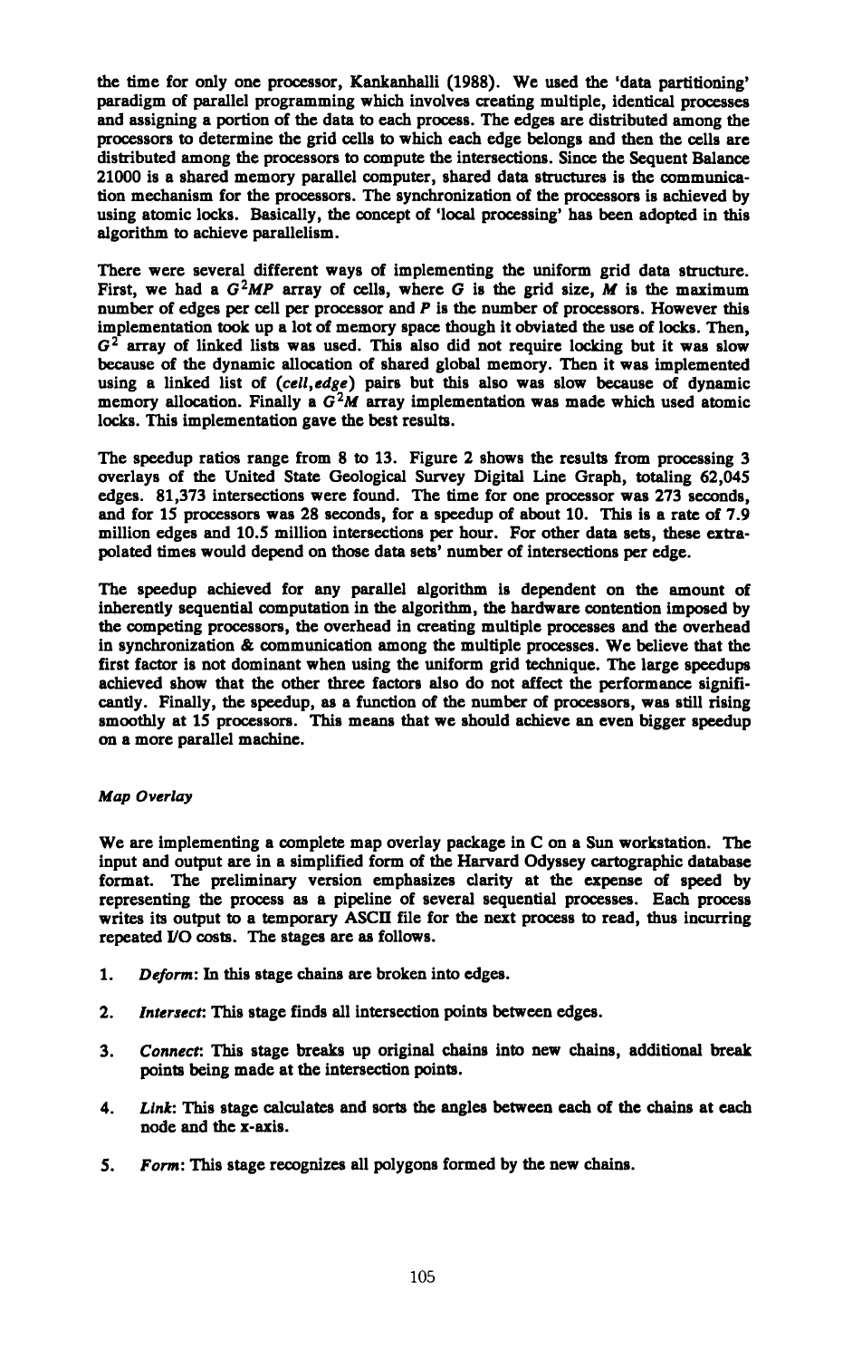the time for only one processor, Kankanhalli (1988). We used the 'data partitioning' paradigm of parallel programming which involves creating multiple, identical processes and assigning a portion of the data to each process. The edges are distributed among the processors to determine the grid cells to which each edge belongs and then the cells are distributed among the processors to compute the intersections. Since the Sequent Balance 21000 is a shared memory parallel computer, shared data structures is the communication mechanism for the processors. The synchronization of the processors is achieved by using atomic locks. Basically, the concept of 'local processing' has been adopted in this algorithm to achieve parallelism.

There were several different ways of implementing the uniform grid data structure. First, we had a $G^2MP$ array of cells, where $G$ is the grid size, $M$ is the maximum number of edges per cell per processor and $P$ is the number of processors. However this implementation took up a lot of memory space though it obviated the use of locks. Then, $G^2$ array of linked lists was used. This also did not require locking but it was slow because of the dynamic allocation of shared global memory. Then it was implemented using a linked list of *(cell,edge)* pairs but this also was slow because of dynamic memory allocation. Finally a $G^2M$ array implementation was made which used atomic locks. This implementation gave the best results.

The speedup ratios range from 8 to 13. Figure 2 shows the results from processing 3 overlays of the United State Geological Survey Digital Line Graph, totaling 62,045 edges. 81,373 intersections were found. The time for one processor was 273 seconds, and for 15 processors was 28 seconds, for a speedup of about 10. This is a rate of 7.9 million edges and 10.5 million intersections per hour. For other data sets, these extrapolated times would depend on those data sets' number of intersections per edge.

The speedup achieved for any parallel algorithm is dependent on the amount of inherently sequential computation in the algorithm, the hardware contention imposed by the competing processors, the overhead in creating multiple processes and the overhead in synchronization & communication among the multiple processes. We believe that the first factor is not dominant when using the uniform grid technique. The large speedups achieved show that the other three factors also do not affect the performance significantly. Finally, the speedup, as a function of the number of processors, was still rising smoothly at 15 processors. This means that we should achieve an even bigger speedup on a more parallel machine.

### *Map Overlay*

We are implementing a complete map overlay package in C on a Sun workstation. The input and output are in a simplified form of the Harvard Odyssey cartographic database format. The preliminary version emphasizes clarity at the expense of speed by representing the process as a pipeline of several sequential processes. Each process writes its output to a temporary ASCII file for the next process to read, thus incurring repeated I/O costs. The stages are as follows.

1. *Deform*: In this stage chains are broken into edges.
2. *Intersect*: This stage finds all intersection points between edges.
3. *Connect*: This stage breaks up original chains into new chains, additional break points being made at the intersection points.
4. *Link*: This stage calculates and sorts the angles between each of the chains at each node and the x-axis.
5. *Form*: This stage recognizes all polygons formed by the new chains.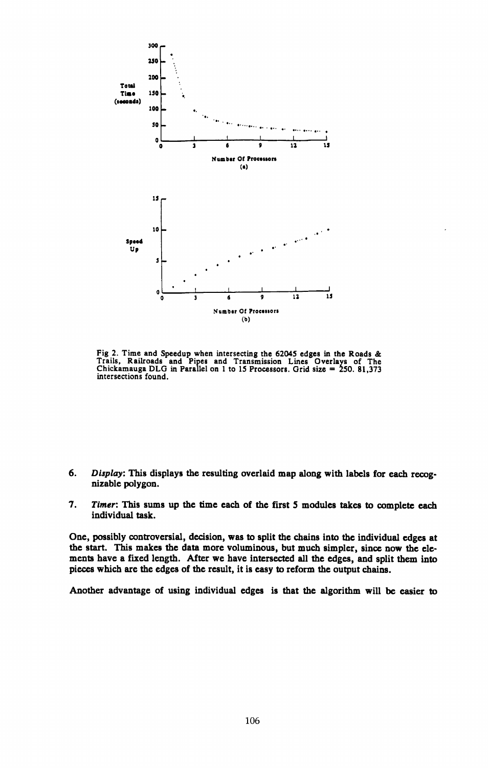Fig 2. Time and Speedup when intersecting the 62045 edges in the Roads & Trails, Railroads and Pipes and Transmission Lines Overlays of The Chickamauga DLG in Parallel on 1 to 15 Processors. Grid size = 250. 81,373 intersections found.

6. *Display*: This displays the resulting overlaid map along with labels for each recognizable polygon.

7. *Timer*: This sums up the time each of the first 5 modules takes to complete each individual task.

One, possibly controversial, decision, was to split the chains into the individual edges at the start. This makes the data more voluminous, but much simpler, since now the elements have a fixed length. After we have intersected all the edges, and split them into pieces which are the edges of the result, it is easy to reform the output chains.

Another advantage of using individual edges is that the algorithm will be easier to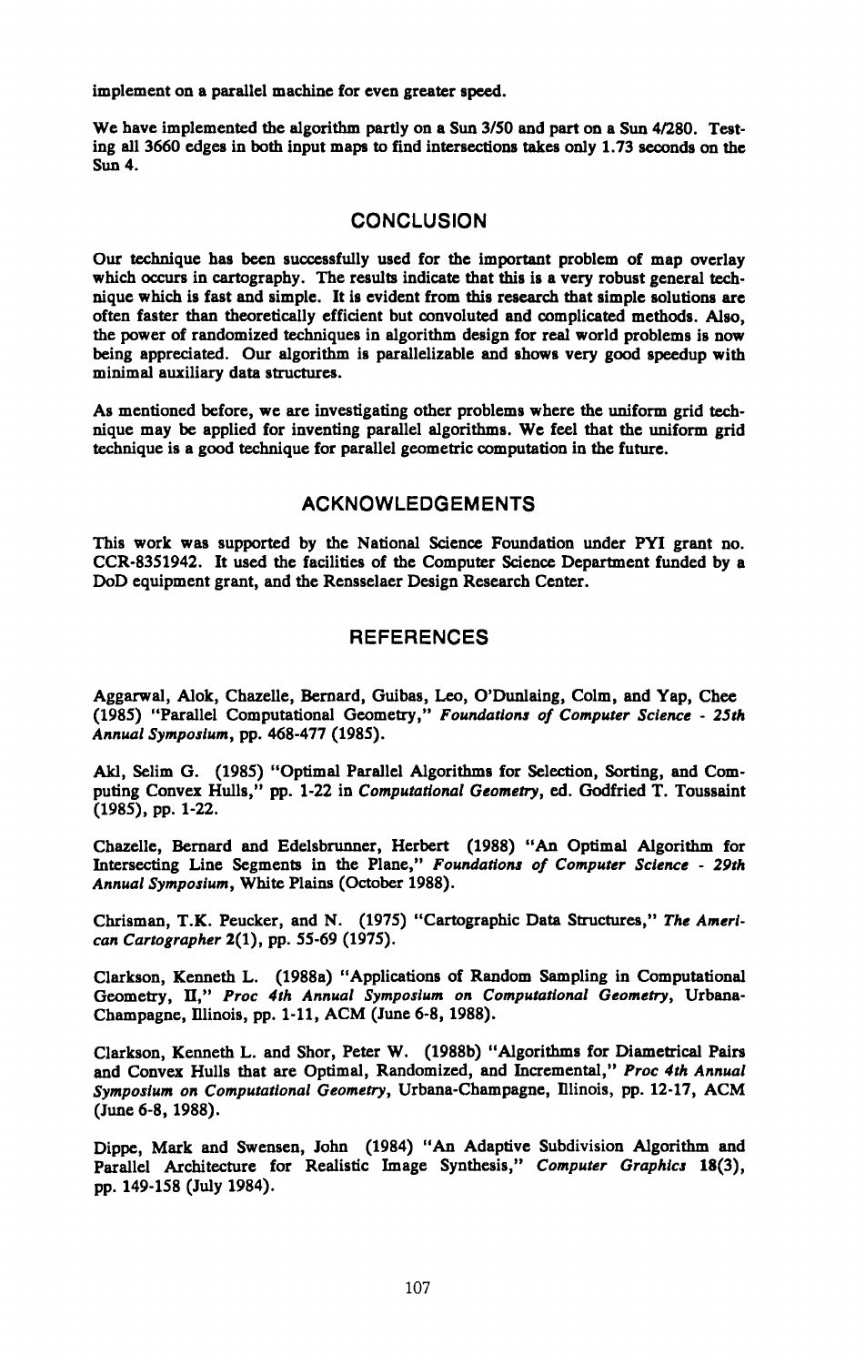implement on a parallel machine for even greater speed.

We have implemented the algorithm partly on a Sun 3/50 and part on a Sun 4/280. Testing all 3660 edges in both input maps to find intersections takes only 1.73 seconds on the Sun 4.

## CONCLUSION

Our technique has been successfully used for the important problem of map overlay which occurs in cartography. The results indicate that this is a very robust general technique which is fast and simple. It is evident from this research that simple solutions are often faster than theoretically efficient but convoluted and complicated methods. Also, the power of randomized techniques in algorithm design for real world problems is now being appreciated. Our algorithm is parallelizable and shows very good speedup with minimal auxiliary data structures.

As mentioned before, we are investigating other problems where the uniform grid technique may be applied for inventing parallel algorithms. We feel that the uniform grid technique is a good technique for parallel geometric computation in the future.

## ACKNOWLEDGEMENTS

This work was supported by the National Science Foundation under PYI grant no. CCR-8351942. It used the facilities of the Computer Science Department funded by a DoD equipment grant, and the Rensselaer Design Research Center.

## REFERENCES

Aggarwal, Alok, Chazelle, Bernard, Guibas, Leo, O'Dunlaing, Colm, and Yap, Chee (1985) "Parallel Computational Geometry," *Foundations of Computer Science - 25th Annual Symposium*, pp. 468-477 (1985).

Akl, Selim G. (1985) "Optimal Parallel Algorithms for Selection, Sorting, and Computing Convex Hulls," pp. 1-22 in *Computational Geometry*, ed. Godfried T. Toussaint (1985), pp. 1-22.

Chazelle, Bernard and Edelsbrunner, Herbert (1988) "An Optimal Algorithm for Intersecting Line Segments in the Plane," *Foundations of Computer Science - 29th Annual Symposium*, White Plains (October 1988).

Chrisman, T.K. Peucker, and N. (1975) "Cartographic Data Structures," *The American Cartographer* **2**(1), pp. 55-69 (1975).

Clarkson, Kenneth L. (1988a) "Applications of Random Sampling in Computational Geometry, II," *Proc 4th Annual Symposium on Computational Geometry*, Urbana-Champagne, Illinois, pp. 1-11, ACM (June 6-8, 1988).

Clarkson, Kenneth L. and Shor, Peter W. (1988b) "Algorithms for Diametrical Pairs and Convex Hulls that are Optimal, Randomized, and Incremental," *Proc 4th Annual Symposium on Computational Geometry*, Urbana-Champagne, Illinois, pp. 12-17, ACM (June 6-8, 1988).

Dippe, Mark and Swensen, John (1984) "An Adaptive Subdivision Algorithm and Parallel Architecture for Realistic Image Synthesis," *Computer Graphics* **18**(3), pp. 149-158 (July 1984).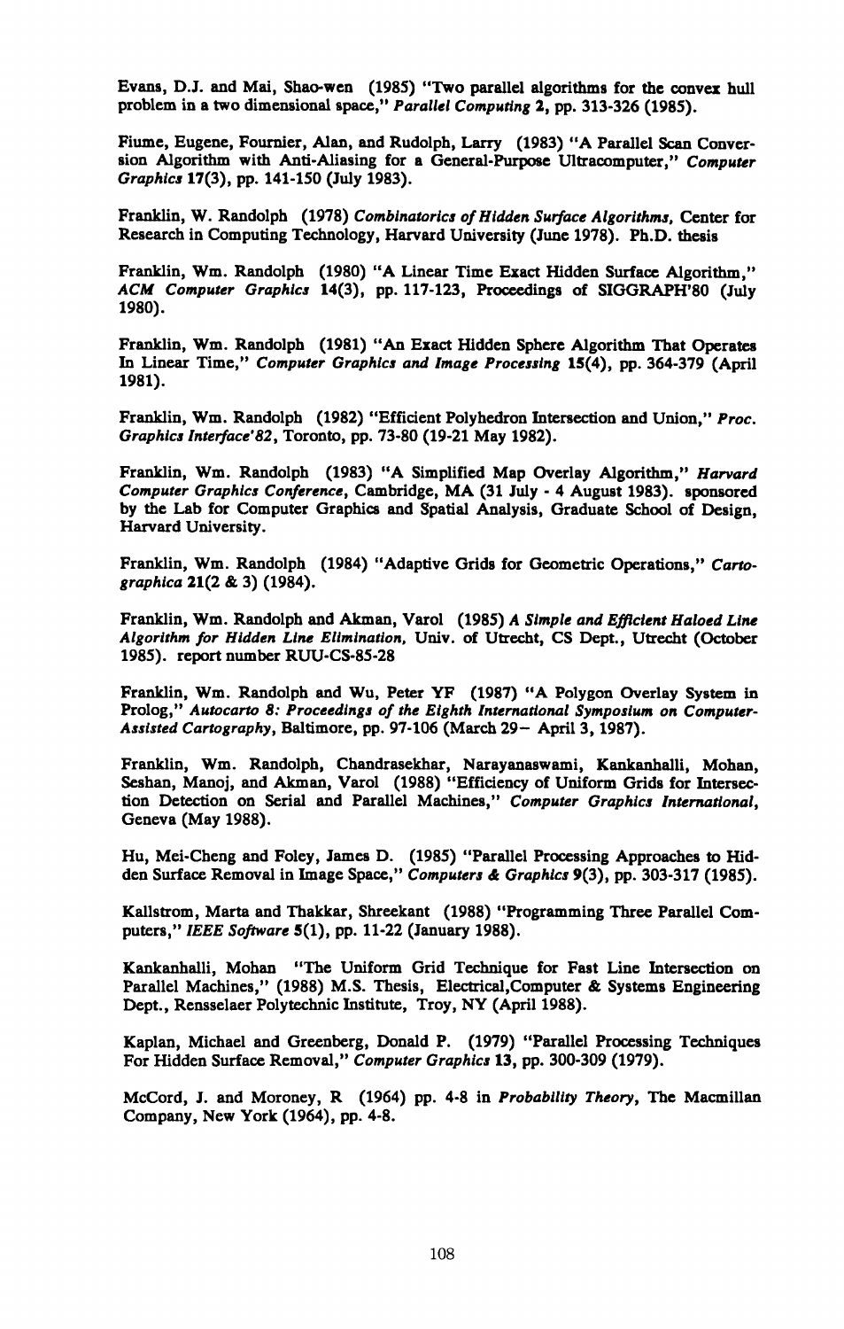Evans, D.J. and Mai, Shao-wen (1985) "Two parallel algorithms for the convex hull problem in a two dimensional space," *Parallel Computing* **2**, pp. 313-326 (1985).

Fiume, Eugene, Fournier, Alan, and Rudolph, Larry (1983) "A Parallel Scan Conversion Algorithm with Anti-Aliasing for a General-Purpose Ultracomputer," *Computer Graphics* **17**(3), pp. 141-150 (July 1983).

Franklin, W. Randolph (1978) *Combinatorics of Hidden Surface Algorithms,* Center for Research in Computing Technology, Harvard University (June 1978). Ph.D. thesis

Franklin, Wm. Randolph (1980) "A Linear Time Exact Hidden Surface Algorithm," *ACM Computer Graphics* **14**(3), pp. 117-123, Proceedings of SIGGRAPH'80 (July 1980).

Franklin, Wm. Randolph (1981) "An Exact Hidden Sphere Algorithm That Operates In Linear Time," *Computer Graphics and Image Processing* **15**(4), pp. 364-379 (April 1981).

Franklin, Wm. Randolph (1982) "Efficient Polyhedron Intersection and Union," *Proc. Graphics Interface'82*, Toronto, pp. 73-80 (19-21 May 1982).

Franklin, Wm. Randolph (1983) "A Simplified Map Overlay Algorithm," *Harvard Computer Graphics Conference*, Cambridge, MA (31 July - 4 August 1983). sponsored by the Lab for Computer Graphics and Spatial Analysis, Graduate School of Design, Harvard University.

Franklin, Wm. Randolph (1984) "Adaptive Grids for Geometric Operations," *Cartographica* **21**(2 & 3) (1984).

Franklin, Wm. Randolph and Akman, Varol (1985) *A Simple and Efficient Haloed Line Algorithm for Hidden Line Elimination,* Univ. of Utrecht, CS Dept., Utrecht (October 1985). report number RUU-CS-85-28

Franklin, Wm. Randolph and Wu, Peter YF (1987) "A Polygon Overlay System in Prolog," *Autocarto 8: Proceedings of the Eighth International Symposium on Computer-Assisted Cartography*, Baltimore, pp. 97-106 (March 29– April 3, 1987).

Franklin, Wm. Randolph, Chandrasekhar, Narayanaswami, Kankanhalli, Mohan, Seshan, Manoj, and Akman, Varol (1988) "Efficiency of Uniform Grids for Intersection Detection on Serial and Parallel Machines," *Computer Graphics International*, Geneva (May 1988).

Hu, Mei-Cheng and Foley, James D. (1985) "Parallel Processing Approaches to Hidden Surface Removal in Image Space," *Computers & Graphics* **9**(3), pp. 303-317 (1985).

Kallstrom, Marta and Thakkar, Shreekant (1988) "Programming Three Parallel Computers," *IEEE Software* **5**(1), pp. 11-22 (January 1988).

Kankanhalli, Mohan "The Uniform Grid Technique for Fast Line Intersection on Parallel Machines," (1988) M.S. Thesis, Electrical,Computer & Systems Engineering Dept., Rensselaer Polytechnic Institute, Troy, NY (April 1988).

Kaplan, Michael and Greenberg, Donald P. (1979) "Parallel Processing Techniques For Hidden Surface Removal," *Computer Graphics* **13**, pp. 300-309 (1979).

McCord, J. and Moroney, R (1964) pp. 4-8 in *Probability Theory*, The Macmillan Company, New York (1964), pp. 4-8.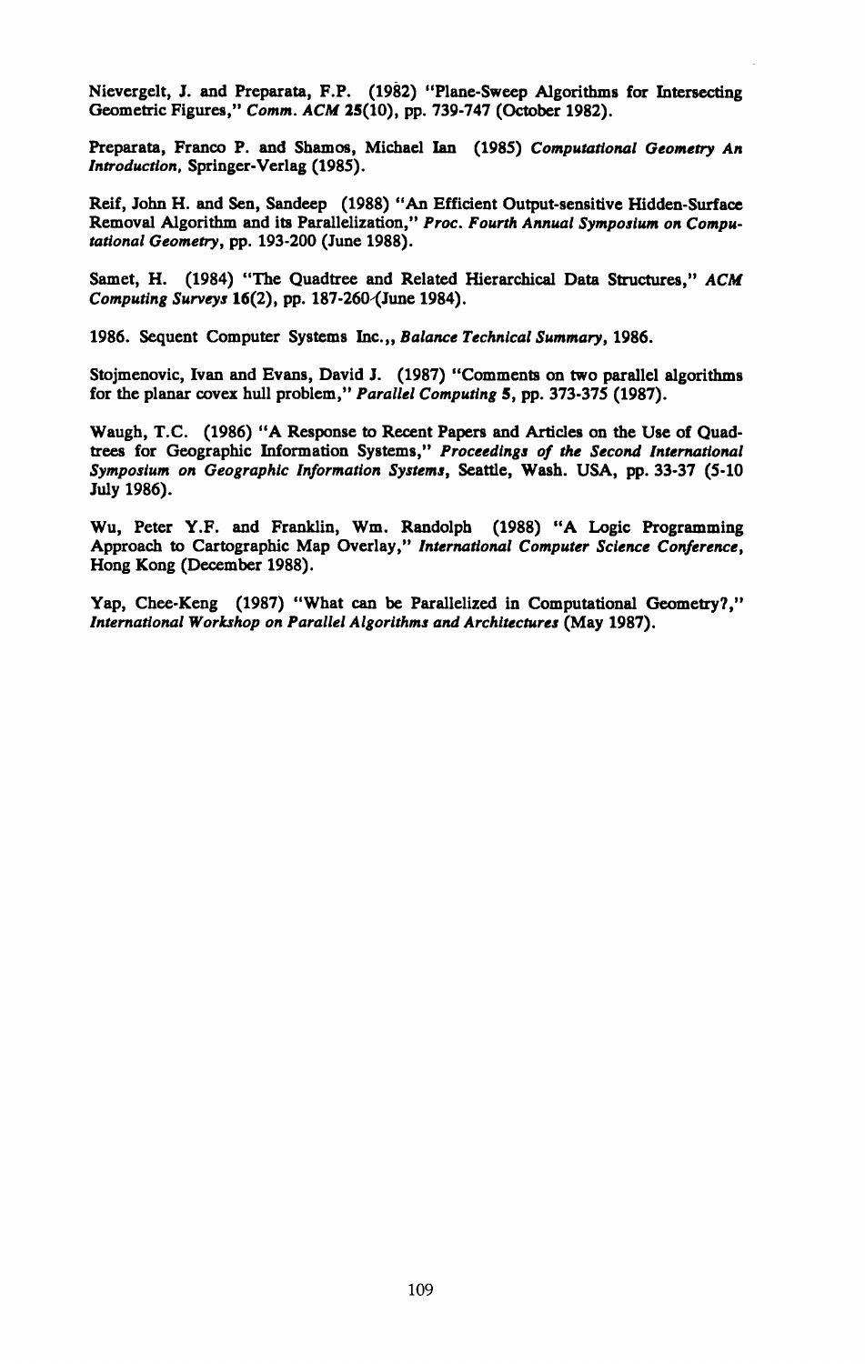Nievergelt, J. and Preparata, F.P. (1982) "Plane-Sweep Algorithms for Intersecting Geometric Figures," *Comm. ACM* **25**(10), pp. 739-747 (October 1982).

Preparata, Franco P. and Shamos, Michael Ian (1985) *Computational Geometry An Introduction*, Springer-Verlag (1985).

Reif, John H. and Sen, Sandeep (1988) "An Efficient Output-sensitive Hidden-Surface Removal Algorithm and its Parallelization," *Proc. Fourth Annual Symposium on Computational Geometry*, pp. 193-200 (June 1988).

Samet, H. (1984) "The Quadtree and Related Hierarchical Data Structures," *ACM Computing Surveys* **16**(2), pp. 187-260 (June 1984).

1986. Sequent Computer Systems Inc.,, *Balance Technical Summary*, 1986.

Stojmenovic, Ivan and Evans, David J. (1987) "Comments on two parallel algorithms for the planar covex hull problem," *Parallel Computing* **5**, pp. 373-375 (1987).

Waugh, T.C. (1986) "A Response to Recent Papers and Articles on the Use of Quadtrees for Geographic Information Systems," *Proceedings of the Second International Symposium on Geographic Information Systems*, Seattle, Wash. USA, pp. 33-37 (5-10 July 1986).

Wu, Peter Y.F. and Franklin, Wm. Randolph (1988) "A Logic Programming Approach to Cartographic Map Overlay," *International Computer Science Conference*, Hong Kong (December 1988).

Yap, Chee-Keng (1987) "What can be Parallelized in Computational Geometry?," *International Workshop on Parallel Algorithms and Architectures* (May 1987).